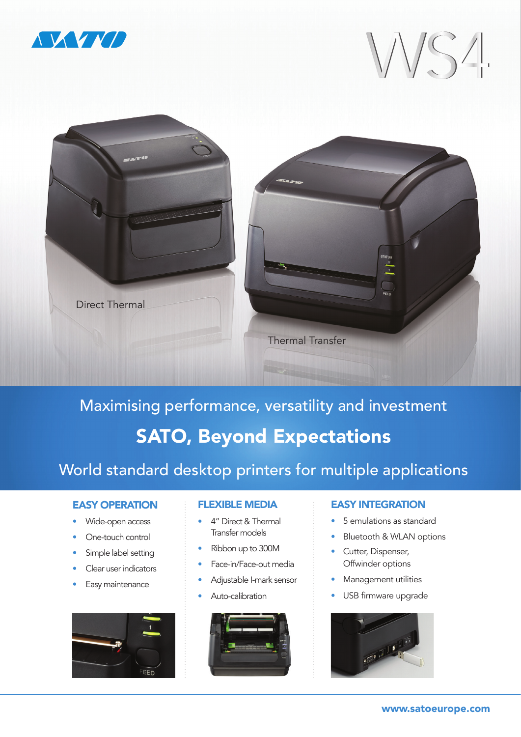SATO

# WS4

Direct Thermal

Thermal Transfer

Maximising performance, versatility and investment

## SATO, Beyond Expectations

World standard desktop printers for multiple applications

### EASY OPERATION

- Wide-open access
- One-touch control
- Simple label setting
- Clear user indicators
- Easy maintenance

### FLEXIBLE MEDIA

- 4" Direct & Thermal Transfer models
- Ribbon up to 300M
- Face-in/Face-out media
- Adjustable I-mark sensor
- Auto-calibration

### EASY INTEGRATION

- 5 emulations as standard
- Bluetooth & WLAN options
- Cutter, Dispenser, Offwinder options
- Management utilities
- USB firmware upgrade

www.satoeurope.com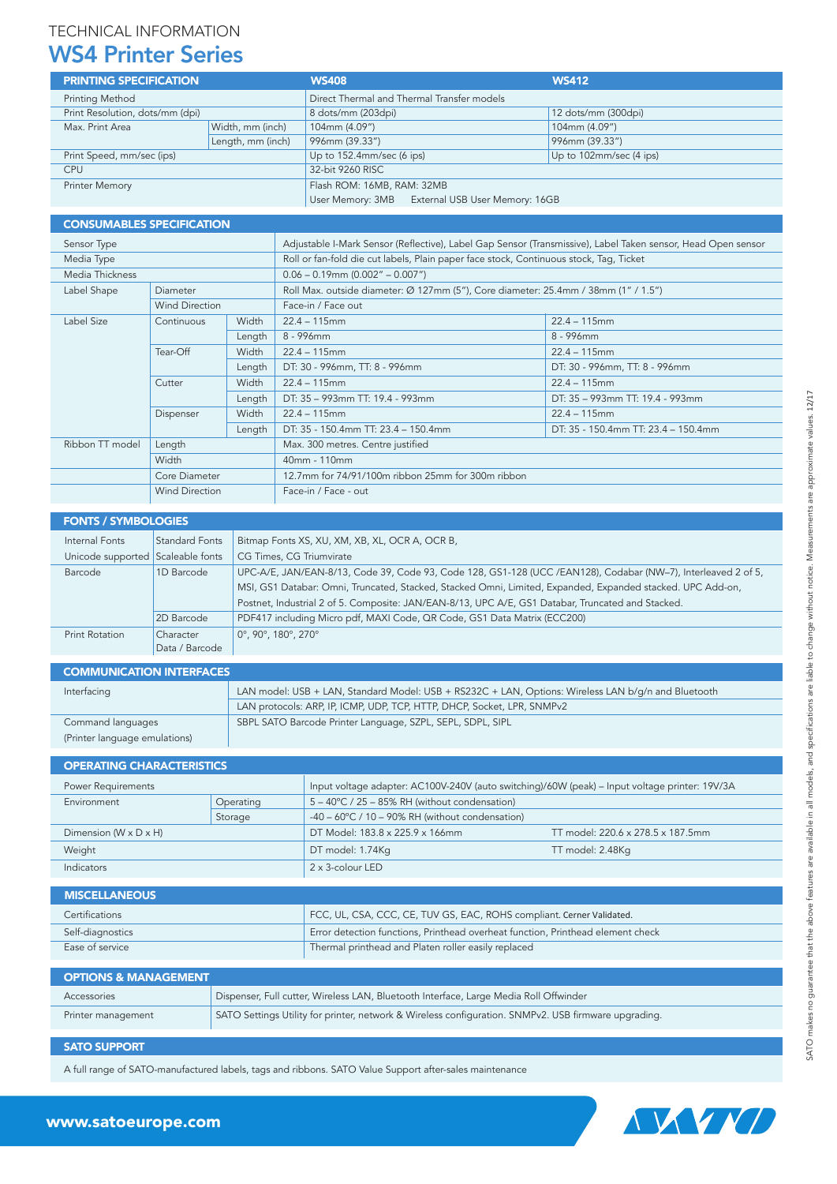TECHNICAL INFORMATION

# WS4 Printer Series

| PRINTING SPECIFICATION | | WS408 | WS412 |
|---|---|---|---|
| Printing Method | | Direct Thermal and Thermal Transfer models | |
| Print Resolution, dots/mm (dpi) | | 8 dots/mm (203dpi) | 12 dots/mm (300dpi) |
| Max. Print Area | Width, mm (inch) | 104mm (4.09") | 104mm (4.09") |
| | Length, mm (inch) | 996mm (39.33") | 996mm (39.33") |
| Print Speed, mm/sec (ips) | | Up to 152.4mm/sec (6 ips) | Up to 102mm/sec (4 ips) |
| CPU | | 32-bit 9260 RISC | |
| Printer Memory | | Flash ROM: 16MB, RAM: 32MB | |
| | | User Memory: 3MB External USB User Memory: 16GB | |

| CONSUMABLES SPECIFICATION | | | | |
|---|---|---|---|---|
| Sensor Type | | | Adjustable I-Mark Sensor (Reflective), Label Gap Sensor (Transmissive), Label Taken sensor, Head Open sensor | |
| Media Type | | | Roll or fan-fold die cut labels, Plain paper face stock, Continuous stock, Tag, Ticket | |
| Media Thickness | | | 0.06 – 0.19mm (0.002" – 0.007") | |
| Label Shape | Diameter | | Roll Max. outside diameter: Ø 127mm (5"), Core diameter: 25.4mm / 38mm (1" / 1.5") | |
| | Wind Direction | | Face-in / Face out | |
| Label Size | Continuous | Width | 22.4 – 115mm | 22.4 – 115mm |
| | | Length | 8 - 996mm | 8 - 996mm |
| | Tear-Off | Width | 22.4 – 115mm | 22.4 – 115mm |
| | | Length | DT: 30 - 996mm, TT: 8 - 996mm | DT: 30 - 996mm, TT: 8 - 996mm |
| | Cutter | Width | 22.4 – 115mm | 22.4 – 115mm |
| | | Length | DT: 35 – 993mm TT: 19.4 - 993mm | DT: 35 – 993mm TT: 19.4 - 993mm |
| | Dispenser | Width | 22.4 – 115mm | 22.4 – 115mm |
| | | Length | DT: 35 - 150.4mm TT: 23.4 – 150.4mm | DT: 35 - 150.4mm TT: 23.4 – 150.4mm |
| Ribbon TT model | Length | | Max. 300 metres. Centre justified | |
| | Width | | 40mm - 110mm | |
| | Core Diameter | | 12.7mm for 74/91/100m ribbon 25mm for 300m ribbon | |
| | Wind Direction | | Face-in / Face - out | |

| FONTS / SYMBOLOGIES | | |
|---|---|---|
| Internal Fonts | Standard Fonts | Bitmap Fonts XS, XU, XM, XB, XL, OCR A, OCR B, |
| Unicode supported | Scaleable fonts | CG Times, CG Triumvirate |
| Barcode | 1D Barcode | UPC-A/E, JAN/EAN-8/13, Code 39, Code 93, Code 128, GS1-128 (UCC /EAN128), Codabar (NW–7), Interleaved 2 of 5, MSI, GS1 Databar: Omni, Truncated, Stacked, Stacked Omni, Limited, Expanded, Expanded stacked. UPC Add-on, Postnet, Industrial 2 of 5. Composite: JAN/EAN-8/13, UPC A/E, GS1 Databar, Truncated and Stacked. |
| | 2D Barcode | PDF417 including Micro pdf, MAXI Code, QR Code, GS1 Data Matrix (ECC200) |
| Print Rotation | Character Data / Barcode | 0°, 90°, 180°, 270° |

| COMMUNICATION INTERFACES | |
|---|---|
| Interfacing | LAN model: USB + LAN, Standard Model: USB + RS232C + LAN, Options: Wireless LAN b/g/n and Bluetooth |
| | LAN protocols: ARP, IP, ICMP, UDP, TCP, HTTP, DHCP, Socket, LPR, SNMPv2 |
| Command languages (Printer language emulations) | SBPL SATO Barcode Printer Language, SZPL, SEPL, SDPL, SIPL |

| OPERATING CHARACTERISTICS | | | |
|---|---|---|---|
| Power Requirements | | Input voltage adapter: AC100V-240V (auto switching)/60W (peak) – Input voltage printer: 19V/3A | |
| Environment | Operating | 5 – 40°C / 25 – 85% RH (without condensation) | |
| | Storage | -40 – 60°C / 10 – 90% RH (without condensation) | |
| Dimension (W x D x H) | | DT Model: 183.8 x 225.9 x 166mm | TT model: 220.6 x 278.5 x 187.5mm |
| Weight | | DT model: 1.74Kg | TT model: 2.48Kg |
| Indicators | | 2 x 3-colour LED | |

| MISCELLANEOUS | |
|---|---|
| Certifications | FCC, UL, CSA, CCC, CE, TUV GS, EAC, ROHS compliant. Cerner Validated. |
| Self-diagnostics | Error detection functions, Printhead overheat function, Printhead element check |
| Ease of service | Thermal printhead and Platen roller easily replaced |

| OPTIONS & MANAGEMENT | |
|---|---|
| Accessories | Dispenser, Full cutter, Wireless LAN, Bluetooth Interface, Large Media Roll Offwinder |
| Printer management | SATO Settings Utility for printer, network & Wireless configuration. SNMPv2. USB firmware upgrading. |

## SATO SUPPORT

A full range of SATO-manufactured labels, tags and ribbons. SATO Value Support after-sales maintenance

SATO makes no guarantee that the above features are available in all models, and specifications are liable to change without notice. Measurements are approximate values. 12/17

www.satoeurope.com